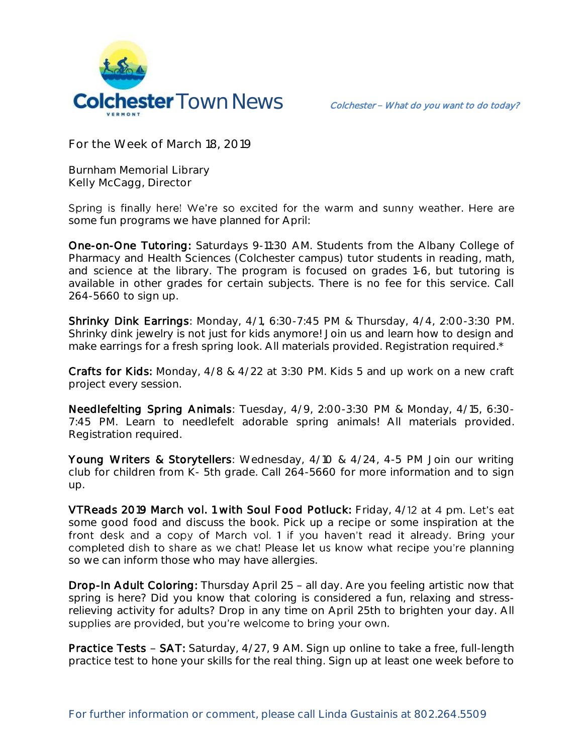# Colchester Town News

*Colchester – What do you want to do today?*

For the Week of March 18, 2019

Burnham Memorial Library
Kelly McCagg, Director

Spring is finally here! We're so excited for the warm and sunny weather. Here are some fun programs we have planned for April:

**One-on-One Tutoring:** Saturdays 9-11:30 AM. Students from the Albany College of Pharmacy and Health Sciences (Colchester campus) tutor students in reading, math, and science at the library. The program is focused on grades 1-6, but tutoring is available in other grades for certain subjects. There is no fee for this service. Call 264-5660 to sign up.

**Shrinky Dink Earrings**: Monday, 4/1, 6:30-7:45 PM & Thursday, 4/4, 2:00-3:30 PM. Shrinky dink jewelry is not just for kids anymore! Join us and learn how to design and make earrings for a fresh spring look. All materials provided. Registration required.*

**Crafts for Kids:** Monday, 4/8 & 4/22 at 3:30 PM. Kids 5 and up work on a new craft project every session.

**Needlefelting Spring Animals**: Tuesday, 4/9, 2:00-3:30 PM & Monday, 4/15, 6:30-7:45 PM. Learn to needlefelt adorable spring animals! All materials provided. Registration required.

**Young Writers & Storytellers**: Wednesday, 4/10 & 4/24, 4-5 PM Join our writing club for children from K- 5th grade. Call 264-5660 for more information and to sign up.

**VTReads 2019 March vol. 1 with Soul Food Potluck:** Friday, 4/12 at 4 pm. Let's eat some good food and discuss the book. Pick up a recipe or some inspiration at the front desk and a copy of March vol. 1 if you haven't read it already. Bring your completed dish to share as we chat! Please let us know what recipe you're planning so we can inform those who may have allergies.

**Drop-In Adult Coloring:** Thursday April 25 – all day. Are you feeling artistic now that spring is here? Did you know that coloring is considered a fun, relaxing and stress-relieving activity for adults? Drop in any time on April 25th to brighten your day. All supplies are provided, but you're welcome to bring your own.

**Practice Tests – SAT:** Saturday, 4/27, 9 AM. Sign up online to take a free, full-length practice test to hone your skills for the real thing. Sign up at least one week before to

For further information or comment, please call Linda Gustainis at 802.264.5509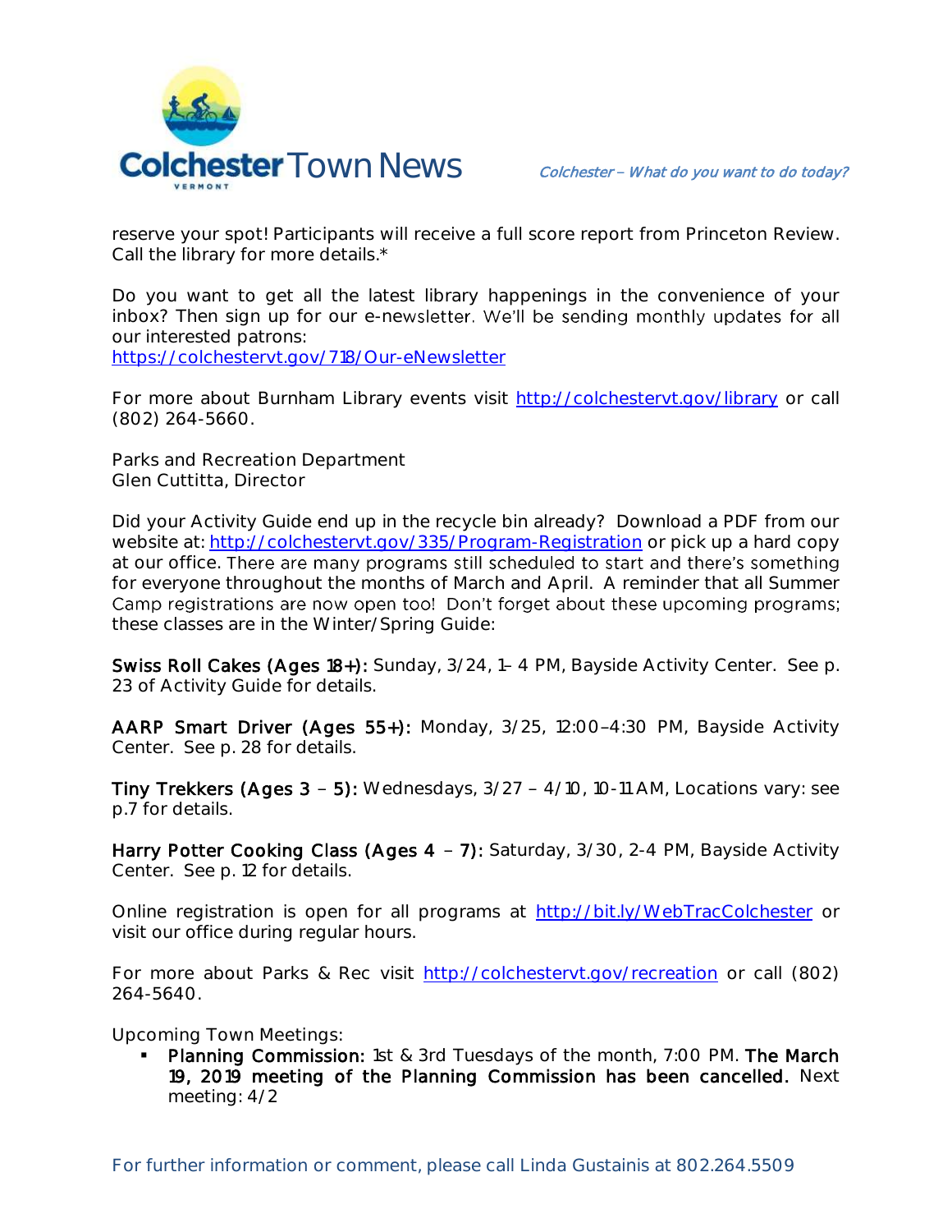reserve your spot! Participants will receive a full score report from Princeton Review. Call the library for more details.*

Do you want to get all the latest library happenings in the convenience of your inbox? Then sign up for our e-newsletter. We'll be sending monthly updates for all our interested patrons:
https://colchestervt.gov/718/Our-eNewsletter

For more about Burnham Library events visit http://colchestervt.gov/library or call (802) 264-5660.

Parks and Recreation Department
Glen Cuttitta, Director

Did your Activity Guide end up in the recycle bin already? Download a PDF from our website at: http://colchestervt.gov/335/Program-Registration or pick up a hard copy at our office. There are many programs still scheduled to start and there's something for everyone throughout the months of March and April. A reminder that all Summer Camp registrations are now open too! Don't forget about these upcoming programs; these classes are in the Winter/Spring Guide:

**Swiss Roll Cakes (Ages 18+):** Sunday, 3/24, 1– 4 PM, Bayside Activity Center. See p. 23 of Activity Guide for details.

**AARP Smart Driver (Ages 55+):** Monday, 3/25, 12:00–4:30 PM, Bayside Activity Center. See p. 28 for details.

**Tiny Trekkers (Ages 3 – 5):** Wednesdays, 3/27 – 4/10, 10-11 AM, Locations vary: see p.7 for details.

**Harry Potter Cooking Class (Ages 4 – 7):** Saturday, 3/30, 2-4 PM, Bayside Activity Center. See p. 12 for details.

Online registration is open for all programs at http://bit.ly/WebTracColchester or visit our office during regular hours.

For more about Parks & Rec visit http://colchestervt.gov/recreation or call (802) 264-5640.

Upcoming Town Meetings:

- **Planning Commission:** 1st & 3rd Tuesdays of the month, 7:00 PM. **The March 19, 2019 meeting of the Planning Commission has been cancelled.** Next meeting: 4/2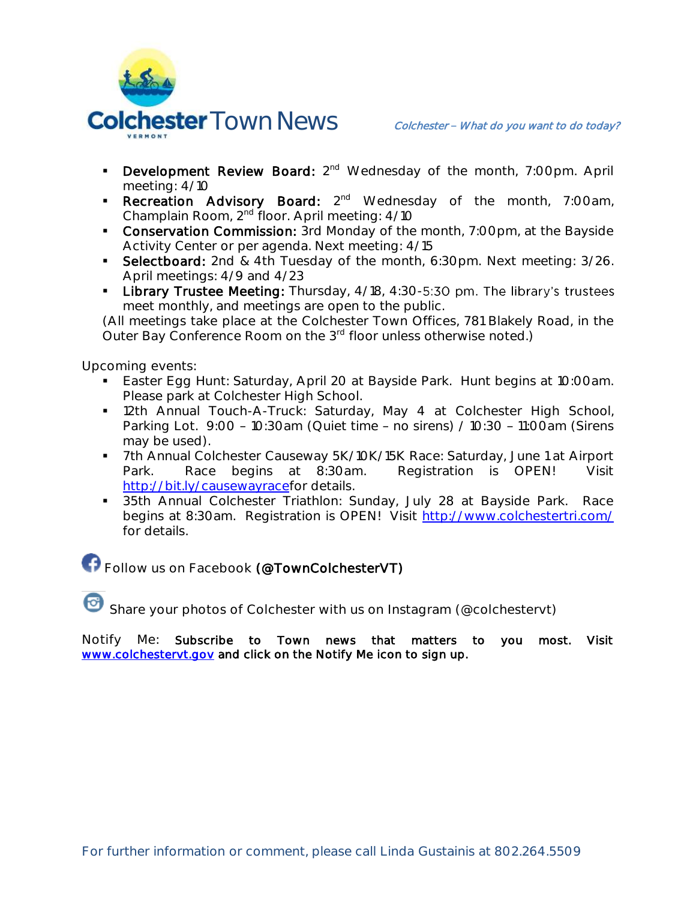- **Development Review Board:** 2nd Wednesday of the month, 7:00pm. April meeting: 4/10
- **Recreation Advisory Board:** 2nd Wednesday of the month, 7:00am, Champlain Room, 2nd floor. April meeting: 4/10
- **Conservation Commission:** 3rd Monday of the month, 7:00pm, at the Bayside Activity Center or per agenda. Next meeting: 4/15
- **Selectboard:** 2nd & 4th Tuesday of the month, 6:30pm. Next meeting: 3/26. April meetings: 4/9 and 4/23
- **Library Trustee Meeting:** Thursday, 4/18, 4:30-5:30 pm. The library's trustees meet monthly, and meetings are open to the public.

(All meetings take place at the Colchester Town Offices, 781 Blakely Road, in the Outer Bay Conference Room on the 3rd floor unless otherwise noted.)

Upcoming events:

- Easter Egg Hunt: Saturday, April 20 at Bayside Park. Hunt begins at 10:00am. Please park at Colchester High School.
- 12th Annual Touch-A-Truck: Saturday, May 4 at Colchester High School, Parking Lot. 9:00 – 10:30am (Quiet time – no sirens) / 10:30 – 11:00am (Sirens may be used).
- 7th Annual Colchester Causeway 5K/10K/15K Race: Saturday, June 1 at Airport Park. Race begins at 8:30am. Registration is OPEN! Visit http://bit.ly/causewayracefor details.
- 35th Annual Colchester Triathlon: Sunday, July 28 at Bayside Park. Race begins at 8:30am. Registration is OPEN! Visit http://www.colchestertri.com/ for details.

Follow us on Facebook **(@TownColchesterVT)**

Share your photos of Colchester with us on Instagram (@colchestervt)

Notify Me: **Subscribe to Town news that matters to you most. Visit www.colchestervt.gov and click on the Notify Me icon to sign up.**

For further information or comment, please call Linda Gustainis at 802.264.5509